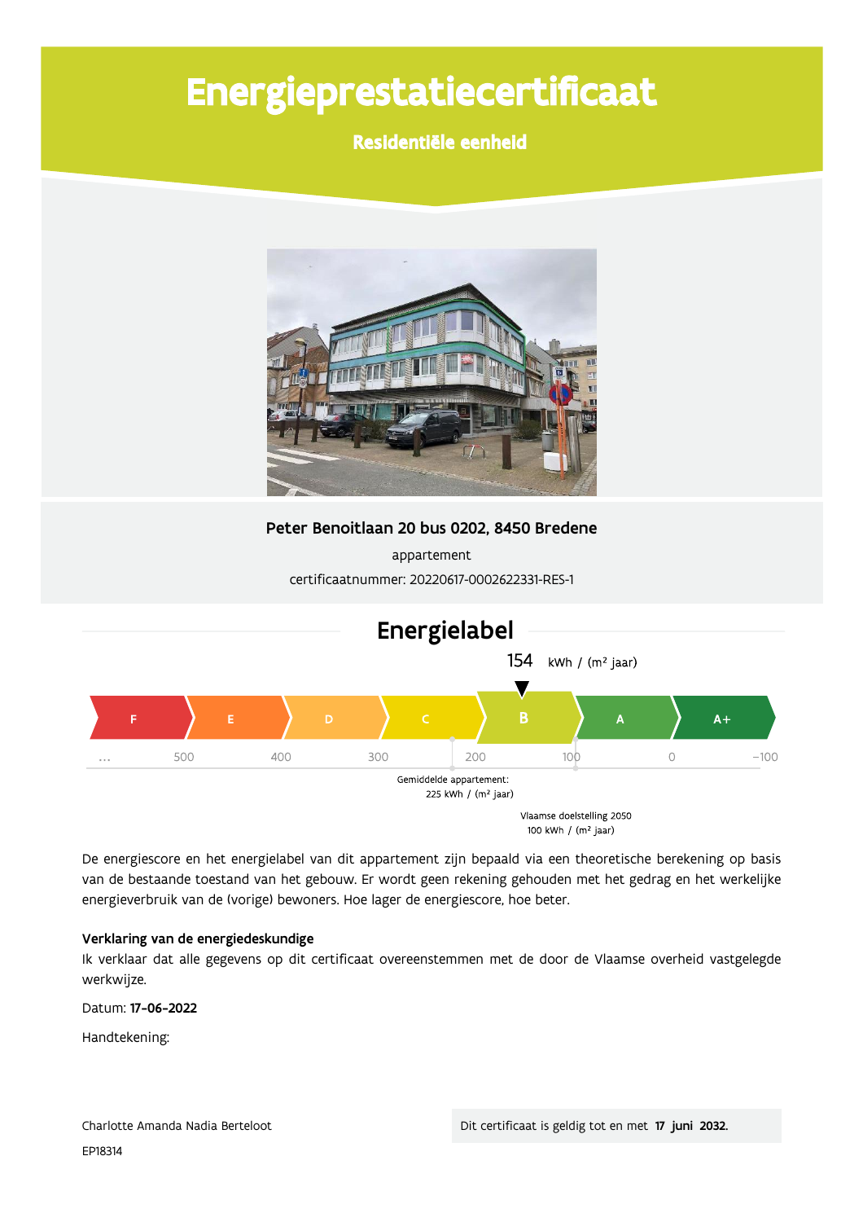# Energieprestatiecertificaat

**Residentiële eenheid**

**Peter Benoitlaan 20 bus 0202, 8450 Bredene**

appartement

certificaatnummer: 20220617-0002622331-RES-1

## Energielabel

154 kWh / (m² jaar)

F | E | D | C | **B** | A | A+

... 500 400 300 200 100 0 −100

Gemiddelde appartement: 225 kWh / (m² jaar)

Vlaamse doelstelling 2050 100 kWh / (m² jaar)

De energiescore en het energielabel van dit appartement zijn bepaald via een theoretische berekening op basis van de bestaande toestand van het gebouw. Er wordt geen rekening gehouden met het gedrag en het werkelijke energieverbruik van de (vorige) bewoners. Hoe lager de energiescore, hoe beter.

**Verklaring van de energiedeskundige**

Ik verklaar dat alle gegevens op dit certificaat overeenstemmen met de door de Vlaamse overheid vastgelegde werkwijze.

Datum: **17-06-2022**

Handtekening:

Charlotte Amanda Nadia Berteloot

EP18314

Dit certificaat is geldig tot en met **17 juni 2032.**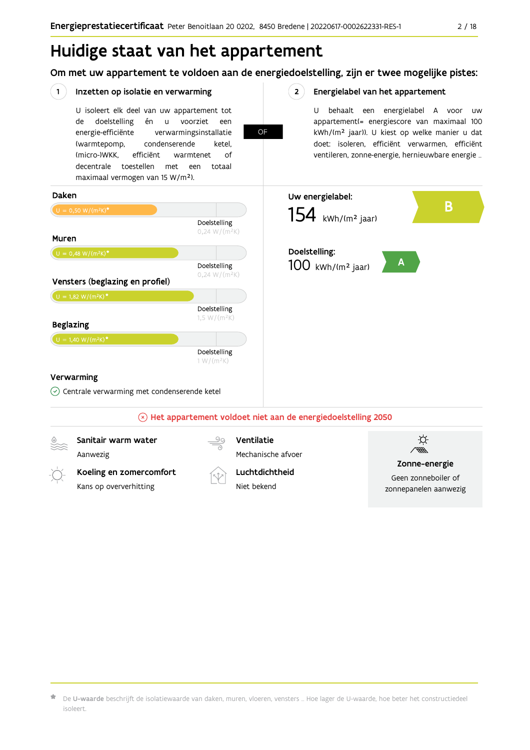# Huidige staat van het appartement

## Om met uw appartement te voldoen aan de energiedoelstelling, zijn er twee mogelijke pistes:

### 1 Inzetten op isolatie en verwarming

U isoleert elk deel van uw appartement tot de doelstelling én u voorziet een energie-efficiënte verwarmingsinstallatie (warmtepomp, condenserende ketel, (micro-)WKK, efficiënt warmtenet of decentrale toestellen met een totaal maximaal vermogen van 15 W/m²).

**OF**

### 2 Energielabel van het appartement

U behaalt een energielabel A voor uw appartement(= energiescore van maximaal 100 kWh/(m² jaar)). U kiest op welke manier u dat doet: isoleren, efficiënt verwarmen, efficiënt ventileren, zonne-energie, hernieuwbare energie …

**Daken**

U = 0,50 W/(m²K)*

Doelstelling 0,24 W/(m²K)

**Muren**

U = 0,48 W/(m²K)*

Doelstelling 0,24 W/(m²K)

**Vensters (beglazing en profiel)**

U = 1,82 W/(m²K)*

Doelstelling 1,5 W/(m²K)

**Beglazing**

U = 1,40 W/(m²K)*

Doelstelling 1 W/(m²K)

**Verwarming**

Centrale verwarming met condenserende ketel

**Uw energielabel:** 154 kWh/(m² jaar) — B

**Doelstelling:** 100 kWh/(m² jaar) — A

Het appartement voldoet niet aan de energiedoelstelling 2050

**Sanitair warm water**
Aanwezig

**Koeling en zomercomfort**
Kans op oververhitting

**Ventilatie**
Mechanische afvoer

**Luchtdichtheid**
Niet bekend

**Zonne-energie**
Geen zonneboiler of zonnepanelen aanwezig

* De **U-waarde** beschrijft de isolatiewaarde van daken, muren, vloeren, vensters … Hoe lager de U-waarde, hoe beter het constructiedeel isoleert.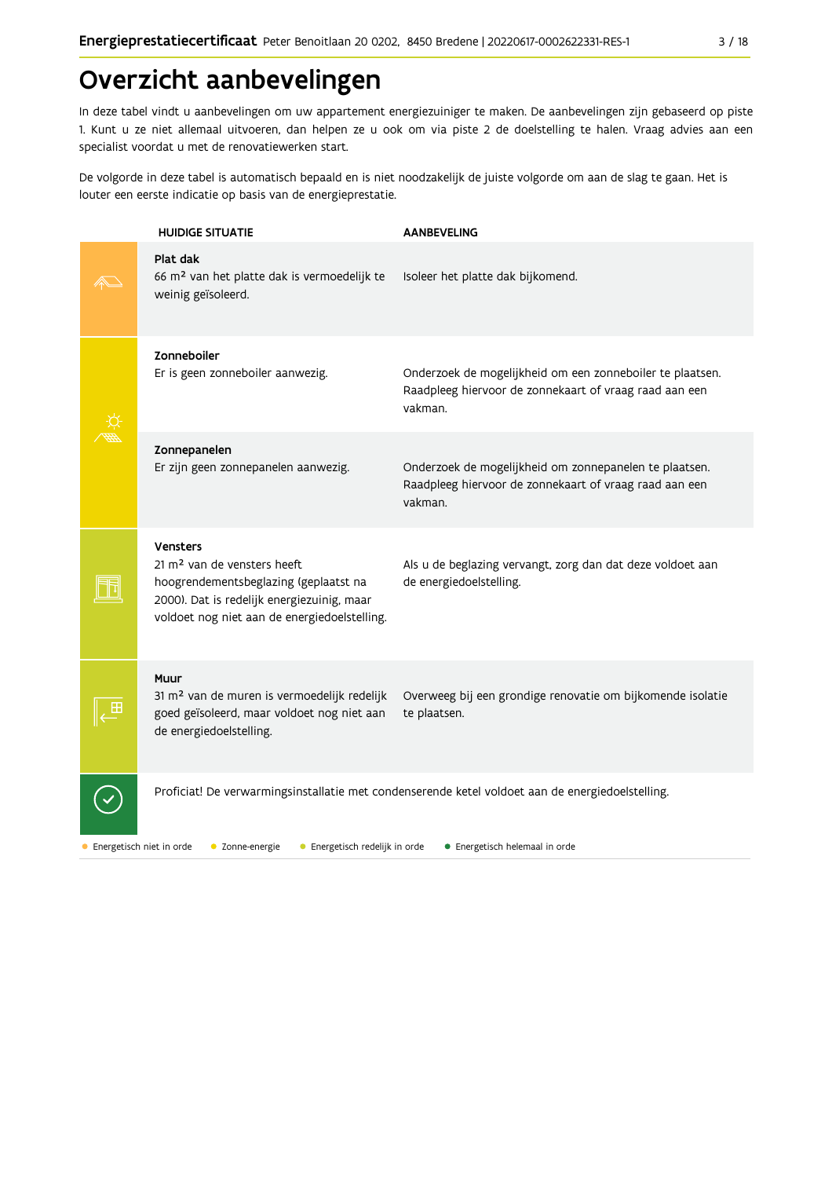# Overzicht aanbevelingen

In deze tabel vindt u aanbevelingen om uw appartement energiezuiniger te maken. De aanbevelingen zijn gebaseerd op piste 1. Kunt u ze niet allemaal uitvoeren, dan helpen ze u ook om via piste 2 de doelstelling te halen. Vraag advies aan een specialist voordat u met de renovatiewerken start.

De volgorde in deze tabel is automatisch bepaald en is niet noodzakelijk de juiste volgorde om aan de slag te gaan. Het is louter een eerste indicatie op basis van de energieprestatie.

| HUIDIGE SITUATIE | AANBEVELING |
|---|---|
| **Plat dak**<br>66 m² van het platte dak is vermoedelijk te weinig geïsoleerd. | Isoleer het platte dak bijkomend. |
| **Zonneboiler**<br>Er is geen zonneboiler aanwezig. | Onderzoek de mogelijkheid om een zonneboiler te plaatsen. Raadpleeg hiervoor de zonnekaart of vraag raad aan een vakman. |
| **Zonnepanelen**<br>Er zijn geen zonnepanelen aanwezig. | Onderzoek de mogelijkheid om zonnepanelen te plaatsen. Raadpleeg hiervoor de zonnekaart of vraag raad aan een vakman. |
| **Vensters**<br>21 m² van de vensters heeft hoogrendementsbeglazing (geplaatst na 2000). Dat is redelijk energiezuinig, maar voldoet nog niet aan de energiedoelstelling. | Als u de beglazing vervangt, zorg dan dat deze voldoet aan de energiedoelstelling. |
| **Muur**<br>31 m² van de muren is vermoedelijk redelijk goed geïsoleerd, maar voldoet nog niet aan de energiedoelstelling. | Overweeg bij een grondige renovatie om bijkomende isolatie te plaatsen. |
| Proficiat! De verwarmingsinstallatie met condenserende ketel voldoet aan de energiedoelstelling. | |

● Energetisch niet in orde ● Zonne-energie ● Energetisch redelijk in orde ● Energetisch helemaal in orde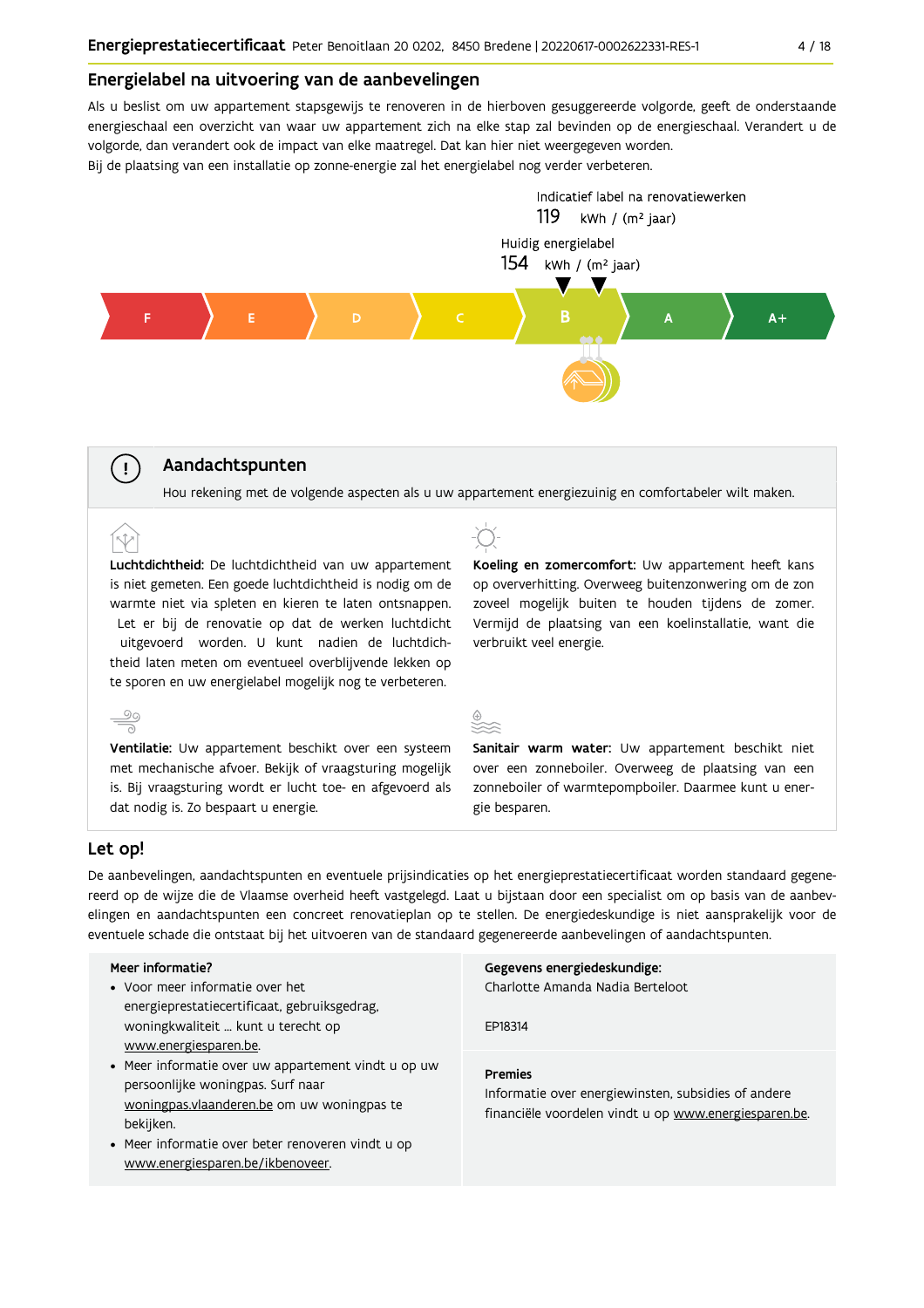## Energielabel na uitvoering van de aanbevelingen

Als u beslist om uw appartement stapsgewijs te renoveren in de hierboven gesuggereerde volgorde, geeft de onderstaande energieschaal een overzicht van waar uw appartement zich na elke stap zal bevinden op de energieschaal. Verandert u de volgorde, dan verandert ook de impact van elke maatregel. Dat kan hier niet weergegeven worden.
Bij de plaatsing van een installatie op zonne-energie zal het energielabel nog verder verbeteren.

Indicatief label na renovatiewerken
119 kWh / (m² jaar)

Huidig energielabel
154 kWh / (m² jaar)

F | E | D | C | B | A | A+

## Aandachtspunten

Hou rekening met de volgende aspecten als u uw appartement energiezuinig en comfortabeler wilt maken.

**Luchtdichtheid:** De luchtdichtheid van uw appartement is niet gemeten. Een goede luchtdichtheid is nodig om de warmte niet via spleten en kieren te laten ontsnappen. Let er bij de renovatie op dat de werken luchtdicht uitgevoerd worden. U kunt nadien de luchtdichtheid laten meten om eventueel overblijvende lekken op te sporen en uw energielabel mogelijk nog te verbeteren.

**Koeling en zomercomfort:** Uw appartement heeft kans op oververhitting. Overweeg buitenzonwering om de zon zoveel mogelijk buiten te houden tijdens de zomer. Vermijd de plaatsing van een koelinstallatie, want die verbruikt veel energie.

**Ventilatie:** Uw appartement beschikt over een systeem met mechanische afvoer. Bekijk of vraagsturing mogelijk is. Bij vraagsturing wordt er lucht toe- en afgevoerd als dat nodig is. Zo bespaart u energie.

**Sanitair warm water:** Uw appartement beschikt niet over een zonneboiler. Overweeg de plaatsing van een zonneboiler of warmtepompboiler. Daarmee kunt u energie besparen.

## Let op!

De aanbevelingen, aandachtspunten en eventuele prijsindicaties op het energieprestatiecertificaat worden standaard gegenereerd op de wijze die de Vlaamse overheid heeft vastgelegd. Laat u bijstaan door een specialist om op basis van de aanbevelingen en aandachtspunten een concreet renovatieplan op te stellen. De energiedeskundige is niet aansprakelijk voor de eventuele schade die ontstaat bij het uitvoeren van de standaard gegenereerde aanbevelingen of aandachtspunten.

**Meer informatie?**

- Voor meer informatie over het energieprestatiecertificaat, gebruiksgedrag, woningkwaliteit ... kunt u terecht op www.energiesparen.be.
- Meer informatie over uw appartement vindt u op uw persoonlijke woningpas. Surf naar woningpas.vlaanderen.be om uw woningpas te bekijken.
- Meer informatie over beter renoveren vindt u op www.energiesparen.be/ikbenoveer.

**Gegevens energiedeskundige:**
Charlotte Amanda Nadia Berteloot

EP18314

**Premies**
Informatie over energiewinsten, subsidies of andere financiële voordelen vindt u op www.energiesparen.be.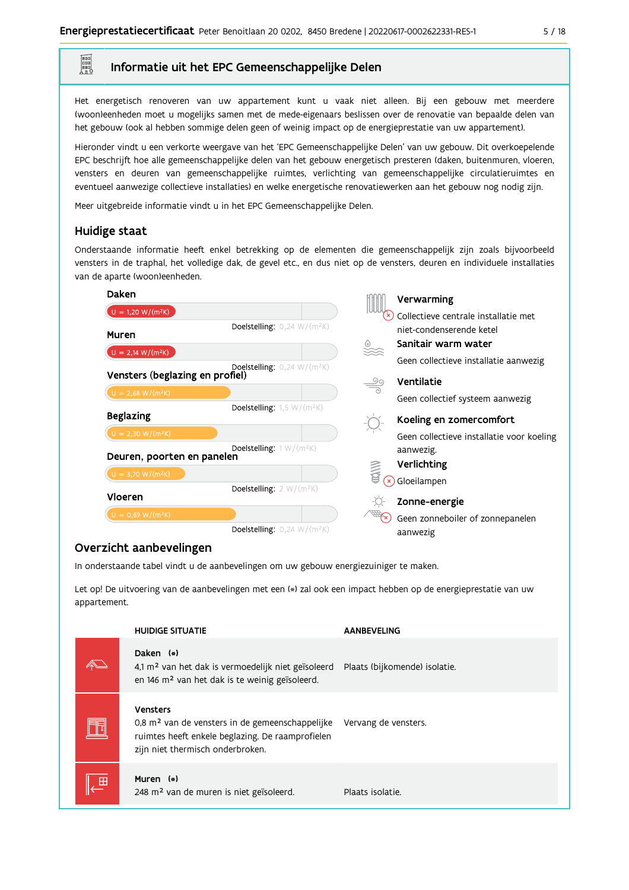## Informatie uit het EPC Gemeenschappelijke Delen

Het energetisch renoveren van uw appartement kunt u vaak niet alleen. Bij een gebouw met meerdere (woon)eenheden moet u mogelijks samen met de mede-eigenaars beslissen over de renovatie van bepaalde delen van het gebouw (ook al hebben sommige delen geen of weinig impact op de energieprestatie van uw appartement).

Hieronder vindt u een verkorte weergave van het 'EPC Gemeenschappelijke Delen' van uw gebouw. Dit overkoepelende EPC beschrijft hoe alle gemeenschappelijke delen van het gebouw energetisch presteren (daken, buitenmuren, vloeren, vensters en deuren van gemeenschappelijke ruimtes, verlichting van gemeenschappelijke circulatieruimtes en eventueel aanwezige collectieve installaties) en welke energetische renovatiewerken aan het gebouw nog nodig zijn.

Meer uitgebreide informatie vindt u in het EPC Gemeenschappelijke Delen.

### Huidige staat

Onderstaande informatie heeft enkel betrekking op de elementen die gemeenschappelijk zijn zoals bijvoorbeeld vensters in de traphal, het volledige dak, de gevel etc., en dus niet op de vensters, deuren en individuele installaties van de aparte (woon)eenheden.

**Daken**
U = 1,20 W/(m²K)
Doelstelling: 0,24 W/(m²K)

**Muren**
U = 2,14 W/(m²K)
Doelstelling: 0,24 W/(m²K)

**Vensters (beglazing en profiel)**
U = 2,68 W/(m²K)
Doelstelling: 1,5 W/(m²K)

**Beglazing**
U = 2,30 W/(m²K)
Doelstelling: 1 W/(m²K)

**Deuren, poorten en panelen**
U = 3,70 W/(m²K)
Doelstelling: 2 W/(m²K)

**Vloeren**
U = 0,69 W/(m²K)
Doelstelling: 0,24 W/(m²K)

**Verwarming**
Collectieve centrale installatie met niet-condenserende ketel

**Sanitair warm water**
Geen collectieve installatie aanwezig

**Ventilatie**
Geen collectief systeem aanwezig

**Koeling en zomercomfort**
Geen collectieve installatie voor koeling aanwezig.

**Verlichting**
Gloeilampen

**Zonne-energie**
Geen zonneboiler of zonnepanelen aanwezig

### Overzicht aanbevelingen

In onderstaande tabel vindt u de aanbevelingen om uw gebouw energiezuiniger te maken.

Let op! De uitvoering van de aanbevelingen met een (*) zal ook een impact hebben op de energieprestatie van uw appartement.

| HUIDIGE SITUATIE | AANBEVELING |
|---|---|
| **Daken (*)** 4,1 m² van het dak is vermoedelijk niet geïsoleerd en 146 m² van het dak is te weinig geïsoleerd. | Plaats (bijkomende) isolatie. |
| **Vensters** 0,8 m² van de vensters in de gemeenschappelijke ruimtes heeft enkele beglazing. De raamprofielen zijn niet thermisch onderbroken. | Vervang de vensters. |
| **Muren (*)** 248 m² van de muren is niet geïsoleerd. | Plaats isolatie. |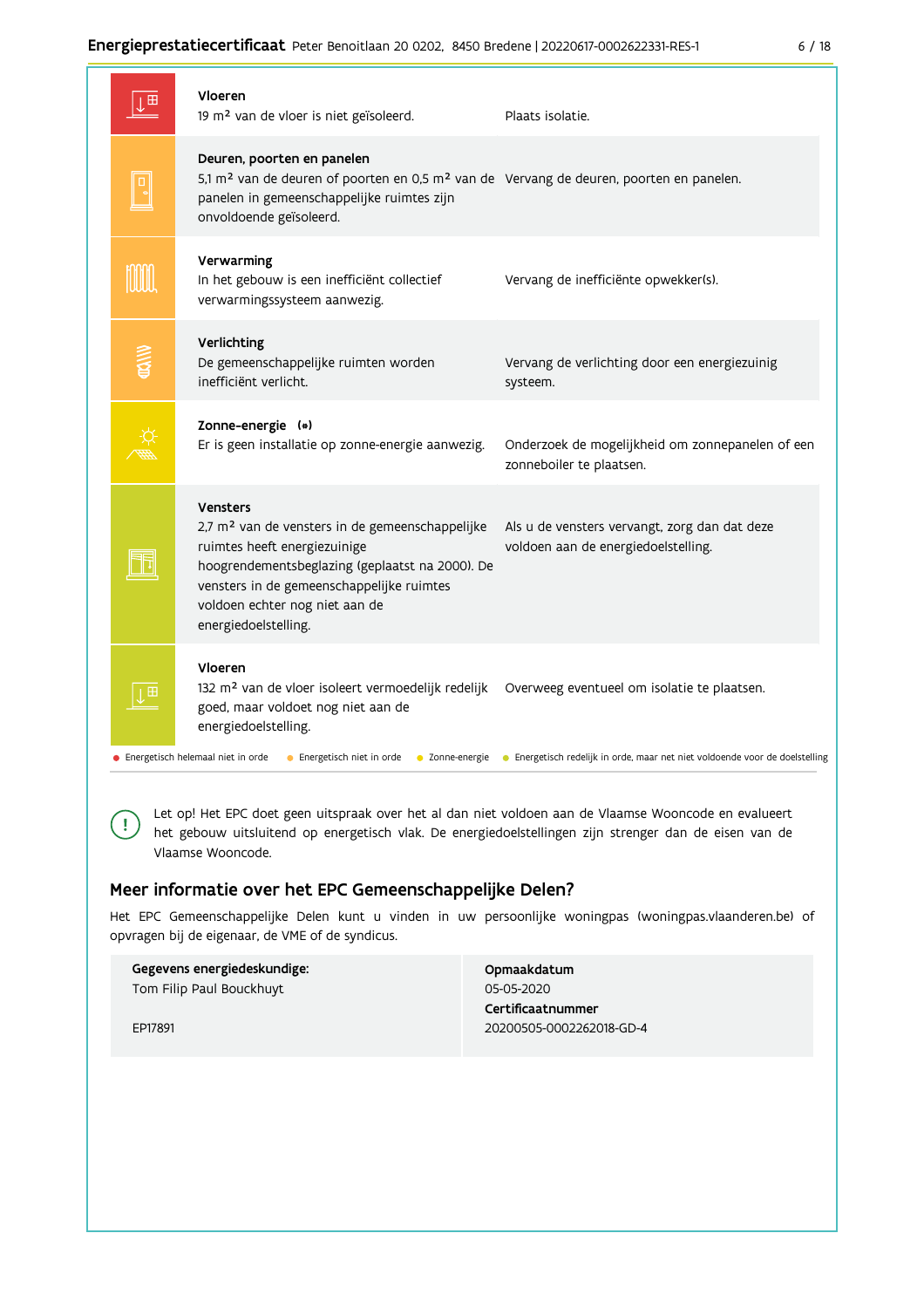| | | |
|---|---|---|
| | **Vloeren**<br>19 m² van de vloer is niet geïsoleerd. | Plaats isolatie. |
| | **Deuren, poorten en panelen**<br>5,1 m² van de deuren of poorten en 0,5 m² van de panelen in gemeenschappelijke ruimtes zijn onvoldoende geïsoleerd. | Vervang de deuren, poorten en panelen. |
| | **Verwarming**<br>In het gebouw is een inefficiënt collectief verwarmingssysteem aanwezig. | Vervang de inefficiënte opwekker(s). |
| | **Verlichting**<br>De gemeenschappelijke ruimten worden inefficiënt verlicht. | Vervang de verlichting door een energiezuinig systeem. |
| | **Zonne-energie (*)**<br>Er is geen installatie op zonne-energie aanwezig. | Onderzoek de mogelijkheid om zonnepanelen of een zonneboiler te plaatsen. |
| | **Vensters**<br>2,7 m² van de vensters in de gemeenschappelijke ruimtes heeft energiezuinige hoogrendementsbeglazing (geplaatst na 2000). De vensters in de gemeenschappelijke ruimtes voldoen echter nog niet aan de energiedoelstelling. | Als u de vensters vervangt, zorg dan dat deze voldoen aan de energiedoelstelling. |
| | **Vloeren**<br>132 m² van de vloer isoleert vermoedelijk redelijk goed, maar voldoet nog niet aan de energiedoelstelling. | Overweeg eventueel om isolatie te plaatsen. |

● Energetisch helemaal niet in orde ● Energetisch niet in orde ● Zonne-energie ● Energetisch redelijk in orde, maar net niet voldoende voor de doelstelling

Let op! Het EPC doet geen uitspraak over het al dan niet voldoen aan de Vlaamse Wooncode en evalueert het gebouw uitsluitend op energetisch vlak. De energiedoelstellingen zijn strenger dan de eisen van de Vlaamse Wooncode.

## Meer informatie over het EPC Gemeenschappelijke Delen?

Het EPC Gemeenschappelijke Delen kunt u vinden in uw persoonlijke woningpas (woningpas.vlaanderen.be) of opvragen bij de eigenaar, de VME of de syndicus.

| | |
|---|---|
| **Gegevens energiedeskundige:**<br>Tom Filip Paul Bouckhuyt<br><br>EP17891 | **Opmaakdatum**<br>05-05-2020<br>**Certificaatnummer**<br>20200505-0002262018-GD-4 |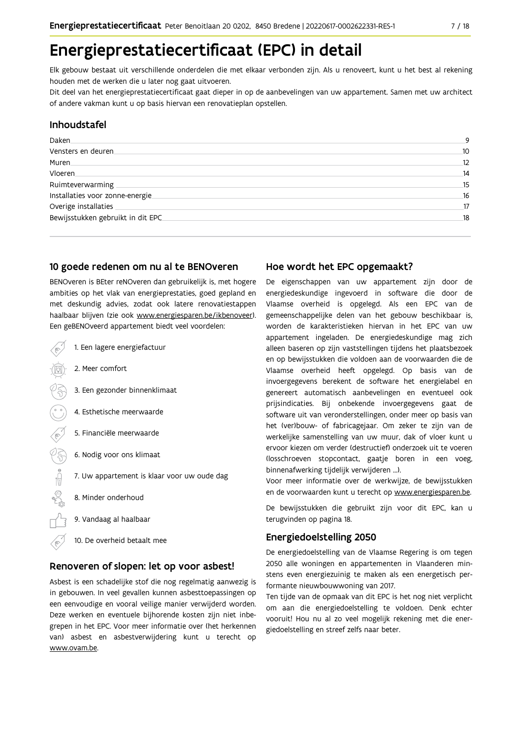# Energieprestatiecertificaat (EPC) in detail

Elk gebouw bestaat uit verschillende onderdelen die met elkaar verbonden zijn. Als u renoveert, kunt u het best al rekening houden met de werken die u later nog gaat uitvoeren.

Dit deel van het energieprestatiecertificaat gaat dieper in op de aanbevelingen van uw appartement. Samen met uw architect of andere vakman kunt u op basis hiervan een renovatieplan opstellen.

## Inhoudstafel

| | |
|---|---|
| Daken | 9 |
| Vensters en deuren | 10 |
| Muren | 12 |
| Vloeren | 14 |
| Ruimteverwarming | 15 |
| Installaties voor zonne-energie | 16 |
| Overige installaties | 17 |
| Bewijsstukken gebruikt in dit EPC | 18 |

## 10 goede redenen om nu al te BENOveren

BENOveren is BEter reNOveren dan gebruikelijk is, met hogere ambities op het vlak van energieprestaties, goed gepland en met deskundig advies, zodat ook latere renovatiestappen haalbaar blijven (zie ook www.energiesparen.be/ikbenoveer). Een geBENOveerd appartement biedt veel voordelen:

1. Een lagere energiefactuur
2. Meer comfort
3. Een gezonder binnenklimaat
4. Esthetische meerwaarde
5. Financiële meerwaarde
6. Nodig voor ons klimaat
7. Uw appartement is klaar voor uw oude dag
8. Minder onderhoud
9. Vandaag al haalbaar
10. De overheid betaalt mee

## Renoveren of slopen: let op voor asbest!

Asbest is een schadelijke stof die nog regelmatig aanwezig is in gebouwen. In veel gevallen kunnen asbesttoepassingen op een eenvoudige en vooral veilige manier verwijderd worden. Deze werken en eventuele bijhorende kosten zijn niet inbegrepen in het EPC. Voor meer informatie over (het herkennen van) asbest en asbestverwijdering kunt u terecht op www.ovam.be.

## Hoe wordt het EPC opgemaakt?

De eigenschappen van uw appartement zijn door de energiedeskundige ingevoerd in software die door de Vlaamse overheid is opgelegd. Als een EPC van de gemeenschappelijke delen van het gebouw beschikbaar is, worden de karakteristieken hiervan in het EPC van uw appartement ingeladen. De energiedeskundige mag zich alleen baseren op zijn vaststellingen tijdens het plaatsbezoek en op bewijsstukken die voldoen aan de voorwaarden die de Vlaamse overheid heeft opgelegd. Op basis van de invoergegevens berekent de software het energielabel en genereert automatisch aanbevelingen en eventueel ook prijsindicaties. Bij onbekende invoergegevens gaat de software uit van veronderstellingen, onder meer op basis van het (ver)bouw- of fabricagejaar. Om zeker te zijn van de werkelijke samenstelling van uw muur, dak of vloer kunt u ervoor kiezen om verder (destructief) onderzoek uit te voeren (losschroeven stopcontact, gaatje boren in een voeg, binnenafwerking tijdelijk verwijderen ...).

Voor meer informatie over de werkwijze, de bewijsstukken en de voorwaarden kunt u terecht op www.energiesparen.be.

De bewijsstukken die gebruikt zijn voor dit EPC, kan u terugvinden op pagina 18.

## Energiedoelstelling 2050

De energiedoelstelling van de Vlaamse Regering is om tegen 2050 alle woningen en appartementen in Vlaanderen minstens even energiezuinig te maken als een energetisch performante nieuwbouwwoning van 2017.

Ten tijde van de opmaak van dit EPC is het nog niet verplicht om aan die energiedoelstelling te voldoen. Denk echter vooruit! Hou nu al zo veel mogelijk rekening met die energiedoelstelling en streef zelfs naar beter.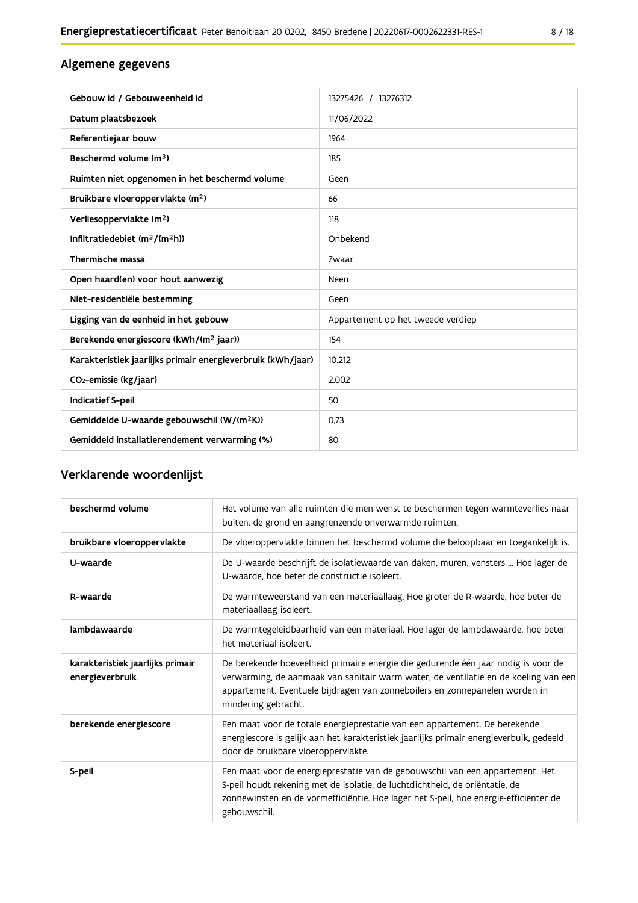## Algemene gegevens

| Gebouw id / Gebouweenheid id | 13275426 / 13276312 |
|---|---|
| Datum plaatsbezoek | 11/06/2022 |
| Referentiejaar bouw | 1964 |
| Beschermd volume ($m^3$) | 185 |
| Ruimten niet opgenomen in het beschermd volume | Geen |
| Bruikbare vloeroppervlakte ($m^2$) | 66 |
| Verliesoppervlakte ($m^2$) | 118 |
| Infiltratiedebiet ($m^3/(m^2h)$) | Onbekend |
| Thermische massa | Zwaar |
| Open haard(en) voor hout aanwezig | Neen |
| Niet-residentiële bestemming | Geen |
| Ligging van de eenheid in het gebouw | Appartement op het tweede verdiep |
| Berekende energiescore (kWh/($m^2$ jaar)) | 154 |
| Karakteristiek jaarlijks primair energieverbruik (kWh/jaar) | 10.212 |
| $CO_2$-emissie (kg/jaar) | 2.002 |
| Indicatief S-peil | 50 |
| Gemiddelde U-waarde gebouwschil (W/($m^2$K)) | 0,73 |
| Gemiddeld installatierendement verwarming (%) | 80 |

## Verklarende woordenlijst

| beschermd volume | Het volume van alle ruimten die men wenst te beschermen tegen warmteverlies naar buiten, de grond en aangrenzende onverwarmde ruimten. |
|---|---|
| bruikbare vloeroppervlakte | De vloeroppervlakte binnen het beschermd volume die beloopbaar en toegankelijk is. |
| U-waarde | De U-waarde beschrijft de isolatiewaarde van daken, muren, vensters ... Hoe lager de U-waarde, hoe beter de constructie isoleert. |
| R-waarde | De warmteweerstand van een materiaallaag. Hoe groter de R-waarde, hoe beter de materiaallaag isoleert. |
| lambdawaarde | De warmtegeleidbaarheid van een materiaal. Hoe lager de lambdawaarde, hoe beter het materiaal isoleert. |
| karakteristiek jaarlijks primair energieverbruik | De berekende hoeveelheid primaire energie die gedurende één jaar nodig is voor de verwarming, de aanmaak van sanitair warm water, de ventilatie en de koeling van een appartement. Eventuele bijdragen van zonneboilers en zonnepanelen worden in mindering gebracht. |
| berekende energiescore | Een maat voor de totale energieprestatie van een appartement. De berekende energiescore is gelijk aan het karakteristiek jaarlijks primair energieverbuik, gedeeld door de bruikbare vloeroppervlakte. |
| S-peil | Een maat voor de energieprestatie van de gebouwschil van een appartement. Het S-peil houdt rekening met de isolatie, de luchtdichtheid, de oriëntatie, de zonnewinsten en de vormefficiëntie. Hoe lager het S-peil, hoe energie-efficiënter de gebouwschil. |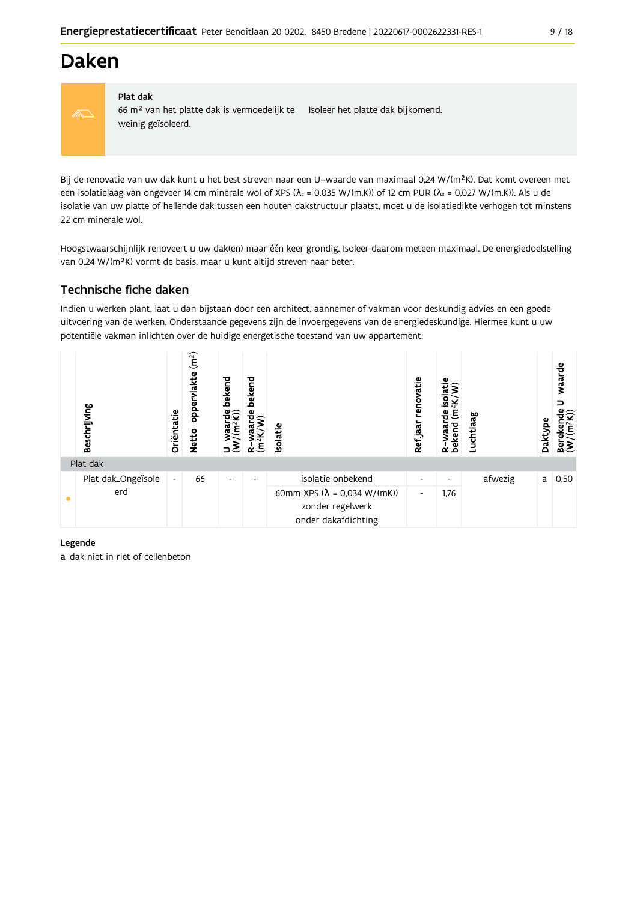# Daken

**Plat dak**

66 m² van het platte dak is vermoedelijk te weinig geïsoleerd.

Isoleer het platte dak bijkomend.

Bij de renovatie van uw dak kunt u het best streven naar een U-waarde van maximaal 0,24 W/(m²K). Dat komt overeen met een isolatielaag van ongeveer 14 cm minerale wol of XPS ($λ_d$ = 0,035 W/(m.K)) of 12 cm PUR ($λ_d$ = 0,027 W/(m.K)). Als u de isolatie van uw platte of hellende dak tussen een houten dakstructuur plaatst, moet u de isolatiedikte verhogen tot minstens 22 cm minerale wol.

Hoogstwaarschijnlijk renoveert u uw dak(en) maar één keer grondig. Isoleer daarom meteen maximaal. De energiedoelstelling van 0,24 W/(m²K) vormt de basis, maar u kunt altijd streven naar beter.

## Technische fiche daken

Indien u werken plant, laat u dan bijstaan door een architect, aannemer of vakman voor deskundig advies en een goede uitvoering van de werken. Onderstaande gegevens zijn de invoergegevens van de energiedeskundige. Hiermee kunt u uw potentiële vakman inlichten over de huidige energetische toestand van uw appartement.

| | Beschrijving | Oriëntatie | Netto-oppervlakte (m²) | U-waarde bekend (W/(m²K)) | R-waarde bekend (m²K/W) | Isolatie | Ref.jaar renovatie | R-waarde isolatie bekend (m²K/W) | Luchtlaag | Daktype | Berekende U-waarde (W/(m²K)) |
|---|---|---|---|---|---|---|---|---|---|---|---|
| Plat dak | | | | | | | | | | | |
| • | Plat dak_Ongeïsoleerd | - | 66 | - | - | isolatie onbekend | - | - | afwezig | a | 0,50 |
| | | | | | | 60mm XPS (λ = 0,034 W/(mK)) zonder regelwerk onder dakafdichting | - | 1,76 | | | |

**Legende**

**a** dak niet in riet of cellenbeton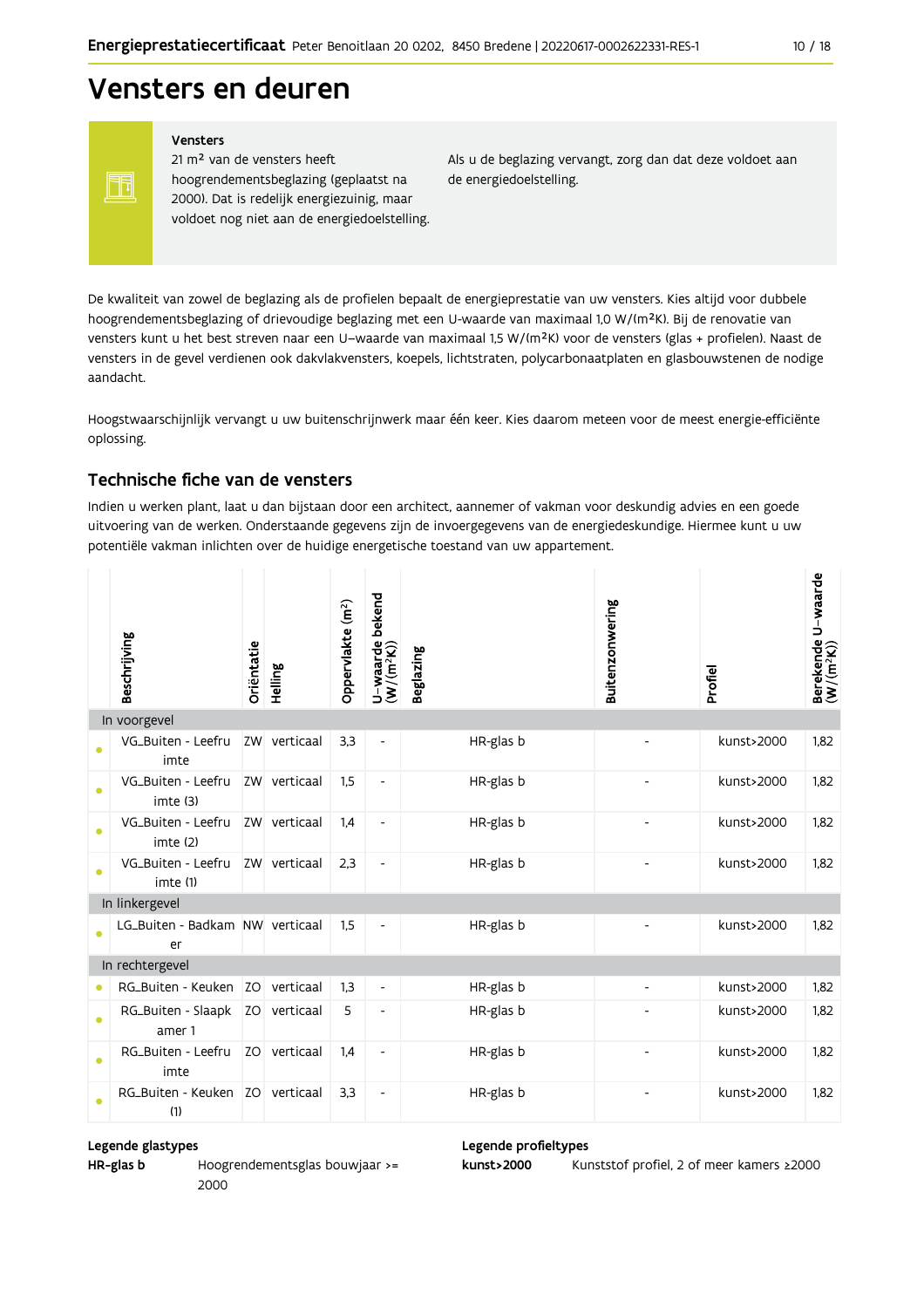# Vensters en deuren

**Vensters**

21 m² van de vensters heeft hoogrendementsbeglazing (geplaatst na 2000). Dat is redelijk energiezuinig, maar voldoet nog niet aan de energiedoelstelling.

Als u de beglazing vervangt, zorg dan dat deze voldoet aan de energiedoelstelling.

De kwaliteit van zowel de beglazing als de profielen bepaalt de energieprestatie van uw vensters. Kies altijd voor dubbele hoogrendementsbeglazing of drievoudige beglazing met een U-waarde van maximaal 1,0 W/(m²K). Bij de renovatie van vensters kunt u het best streven naar een U–waarde van maximaal 1,5 W/(m²K) voor de vensters (glas + profielen). Naast de vensters in de gevel verdienen ook dakvlakvensters, koepels, lichtstraten, polycarbonaatplaten en glasbouwstenen de nodige aandacht.

Hoogstwaarschijnlijk vervangt u uw buitenschrijnwerk maar één keer. Kies daarom meteen voor de meest energie-efficiënte oplossing.

## Technische fiche van de vensters

Indien u werken plant, laat u dan bijstaan door een architect, aannemer of vakman voor deskundig advies en een goede uitvoering van de werken. Onderstaande gegevens zijn de invoergegevens van de energiedeskundige. Hiermee kunt u uw potentiële vakman inlichten over de huidige energetische toestand van uw appartement.

| Beschrijving | Oriëntatie | Helling | Oppervlakte (m²) | U–waarde bekend (W/(m²K)) | Beglazing | Buitenzonwering | Profiel | Berekende U–waarde (W/(m²K)) |
|---|---|---|---|---|---|---|---|---|
| **In voorgevel** | | | | | | | | |
| VG_Buiten - Leefruimte | ZW | verticaal | 3,3 | - | HR-glas b | - | kunst>2000 | 1,82 |
| VG_Buiten - Leefruimte (3) | ZW | verticaal | 1,5 | - | HR-glas b | - | kunst>2000 | 1,82 |
| VG_Buiten - Leefruimte (2) | ZW | verticaal | 1,4 | - | HR-glas b | - | kunst>2000 | 1,82 |
| VG_Buiten - Leefruimte (1) | ZW | verticaal | 2,3 | - | HR-glas b | - | kunst>2000 | 1,82 |
| **In linkergevel** | | | | | | | | |
| LG_Buiten - Badkamer | NW | verticaal | 1,5 | - | HR-glas b | - | kunst>2000 | 1,82 |
| **In rechtergevel** | | | | | | | | |
| RG_Buiten - Keuken | ZO | verticaal | 1,3 | - | HR-glas b | - | kunst>2000 | 1,82 |
| RG_Buiten - Slaapkamer 1 | ZO | verticaal | 5 | - | HR-glas b | - | kunst>2000 | 1,82 |
| RG_Buiten - Leefruimte | ZO | verticaal | 1,4 | - | HR-glas b | - | kunst>2000 | 1,82 |
| RG_Buiten - Keuken (1) | ZO | verticaal | 3,3 | - | HR-glas b | - | kunst>2000 | 1,82 |

**Legende glastypes**

**HR-glas b** Hoogrendementsglas bouwjaar >= 2000

**Legende profieltypes**

**kunst>2000** Kunststof profiel, 2 of meer kamers ≥2000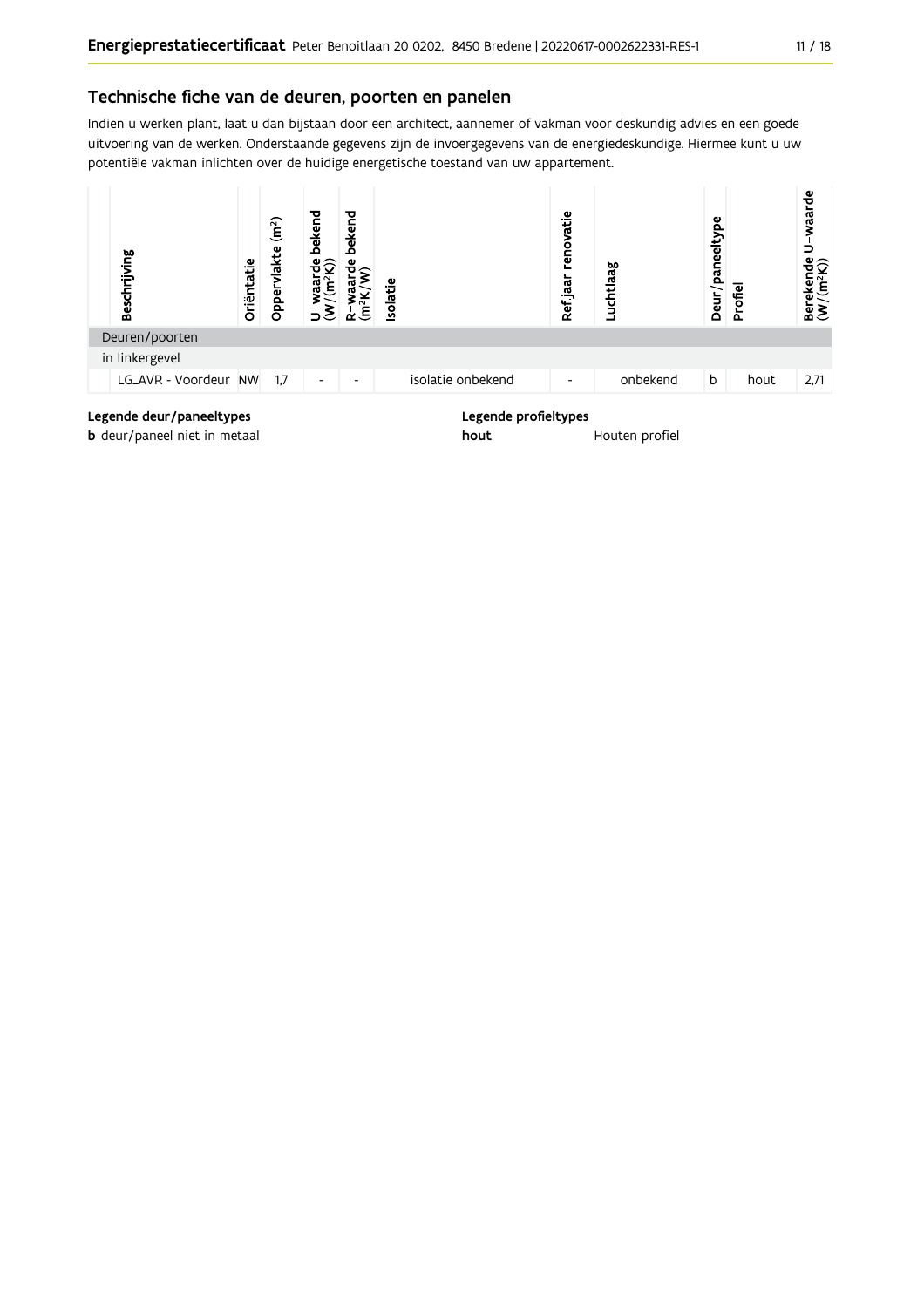## Technische fiche van de deuren, poorten en panelen

Indien u werken plant, laat u dan bijstaan door een architect, aannemer of vakman voor deskundig advies en een goede uitvoering van de werken. Onderstaande gegevens zijn de invoergegevens van de energiedeskundige. Hiermee kunt u uw potentiële vakman inlichten over de huidige energetische toestand van uw appartement.

| | Beschrijving | Oriëntatie | Oppervlakte (m²) | U–waarde bekend (W/(m²K)) | R–waarde bekend (m²K/W) | Isolatie | Ref.jaar renovatie | Luchtlaag | Deur/paneeltype | Profiel | Berekende U–waarde (W/(m²K)) |
|---|---|---|---|---|---|---|---|---|---|---|---|
| Deuren/poorten | | | | | | | | | | | |
| in linkergevel | | | | | | | | | | | |
| | LG_AVR - Voordeur | NW | 1,7 | - | - | isolatie onbekend | - | onbekend | b | hout | 2,71 |

**Legende deur/paneeltypes**

**b** deur/paneel niet in metaal

**Legende profieltypes**

**hout** Houten profiel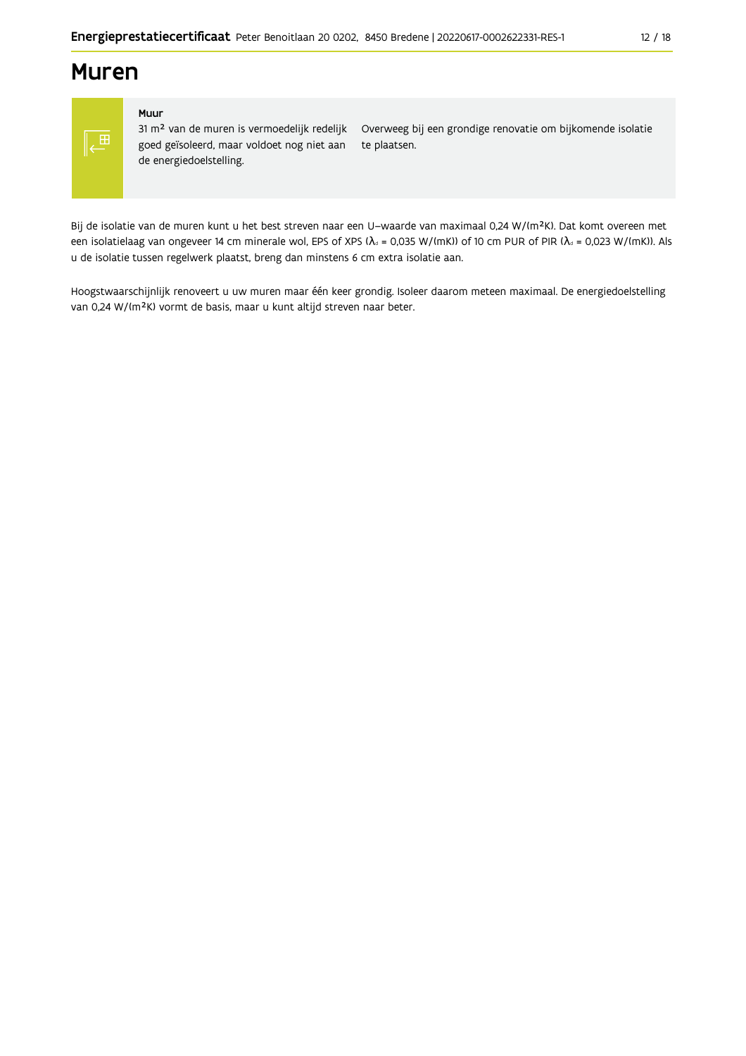# Muren

**Muur**

31 m² van de muren is vermoedelijk redelijk goed geïsoleerd, maar voldoet nog niet aan de energiedoelstelling.

Overweeg bij een grondige renovatie om bijkomende isolatie te plaatsen.

Bij de isolatie van de muren kunt u het best streven naar een U-waarde van maximaal 0,24 W/(m²K). Dat komt overeen met een isolatielaag van ongeveer 14 cm minerale wol, EPS of XPS ($\lambda_d$ = 0,035 W/(mK)) of 10 cm PUR of PIR ($\lambda_d$ = 0,023 W/(mK)). Als u de isolatie tussen regelwerk plaatst, breng dan minstens 6 cm extra isolatie aan.

Hoogstwaarschijnlijk renoveert u uw muren maar één keer grondig. Isoleer daarom meteen maximaal. De energiedoelstelling van 0,24 W/(m²K) vormt de basis, maar u kunt altijd streven naar beter.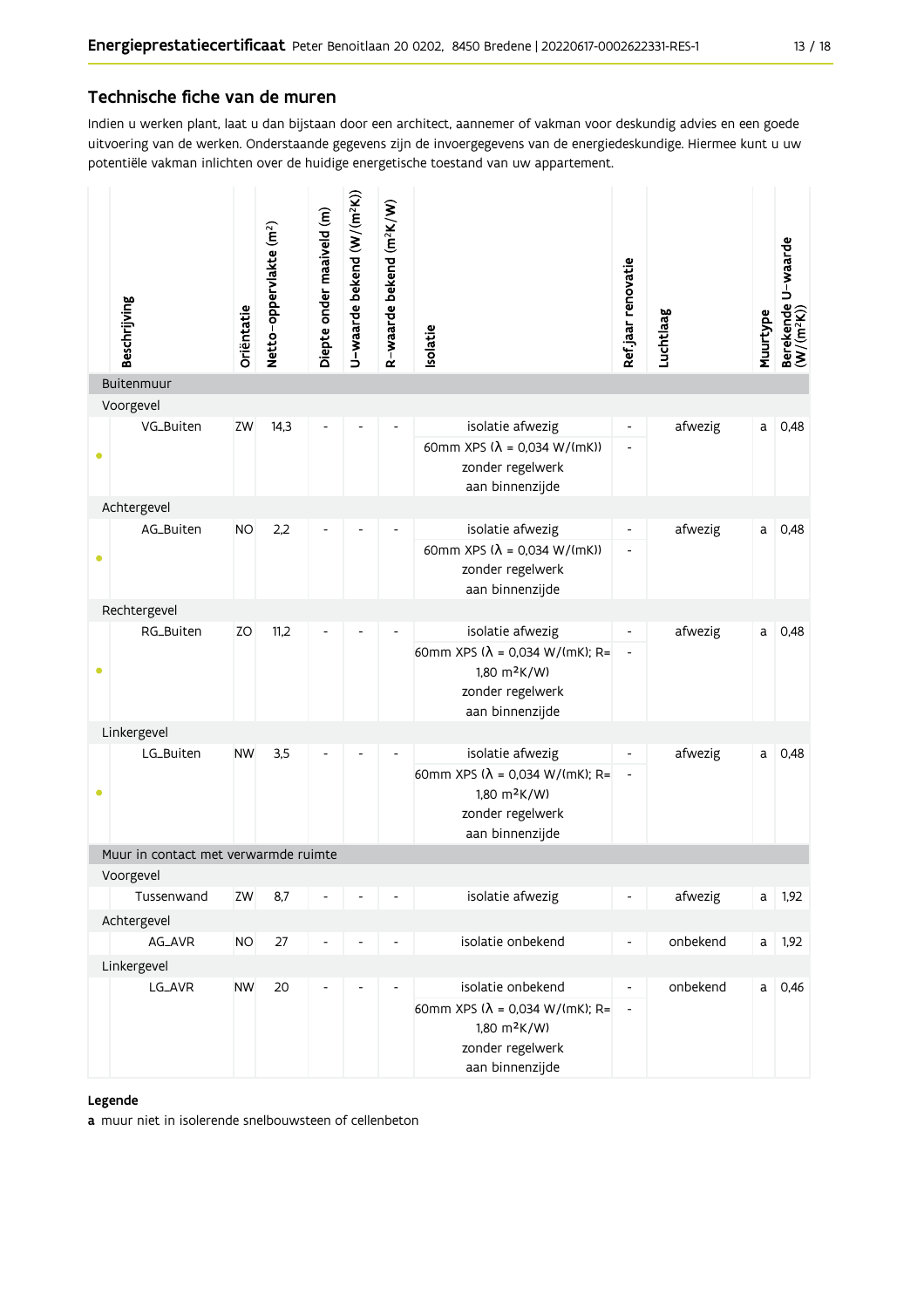## Technische fiche van de muren

Indien u werken plant, laat u dan bijstaan door een architect, aannemer of vakman voor deskundig advies en een goede uitvoering van de werken. Onderstaande gegevens zijn de invoergegevens van de energiedeskundige. Hiermee kunt u uw potentiële vakman inlichten over de huidige energetische toestand van uw appartement.

| | Beschrijving | Oriëntatie | Netto-oppervlakte (m²) | Diepte onder maaiveld (m) | U-waarde bekend (W/(m²K)) | R-waarde bekend (m²K/W) | Isolatie | Ref.jaar renovatie | Luchtlaag | Muurtype | Berekende U-waarde (W/(m²K)) |
|---|---|---|---|---|---|---|---|---|---|---|---|
| **Buitenmuur** | | | | | | | | | | | |
| Voorgevel | | | | | | | | | | | |
| • | VG_Buiten | ZW | 14,3 | - | - | - | isolatie afwezig | - | afwezig | a | 0,48 |
| | | | | | | | 60mm XPS (λ = 0,034 W/(mK)) zonder regelwerk aan binnenzijde | - | | | |
| Achtergevel | | | | | | | | | | | |
| • | AG_Buiten | NO | 2,2 | - | - | - | isolatie afwezig | - | afwezig | a | 0,48 |
| | | | | | | | 60mm XPS (λ = 0,034 W/(mK)) zonder regelwerk aan binnenzijde | - | | | |
| Rechtergevel | | | | | | | | | | | |
| • | RG_Buiten | ZO | 11,2 | - | - | - | isolatie afwezig | - | afwezig | a | 0,48 |
| | | | | | | | 60mm XPS (λ = 0,034 W/(mK); R= 1,80 m²K/W) zonder regelwerk aan binnenzijde | - | | | |
| Linkergevel | | | | | | | | | | | |
| • | LG_Buiten | NW | 3,5 | - | - | - | isolatie afwezig | - | afwezig | a | 0,48 |
| | | | | | | | 60mm XPS (λ = 0,034 W/(mK); R= 1,80 m²K/W) zonder regelwerk aan binnenzijde | - | | | |
| **Muur in contact met verwarmde ruimte** | | | | | | | | | | | |
| Voorgevel | | | | | | | | | | | |
| | Tussenwand | ZW | 8,7 | - | - | - | isolatie afwezig | - | afwezig | a | 1,92 |
| Achtergevel | | | | | | | | | | | |
| | AG_AVR | NO | 27 | - | - | - | isolatie onbekend | - | onbekend | a | 1,92 |
| Linkergevel | | | | | | | | | | | |
| | LG_AVR | NW | 20 | - | - | - | isolatie onbekend | - | onbekend | a | 0,46 |
| | | | | | | | 60mm XPS (λ = 0,034 W/(mK); R= 1,80 m²K/W) zonder regelwerk aan binnenzijde | - | | | |

**Legende**

**a** muur niet in isolerende snelbouwsteen of cellenbeton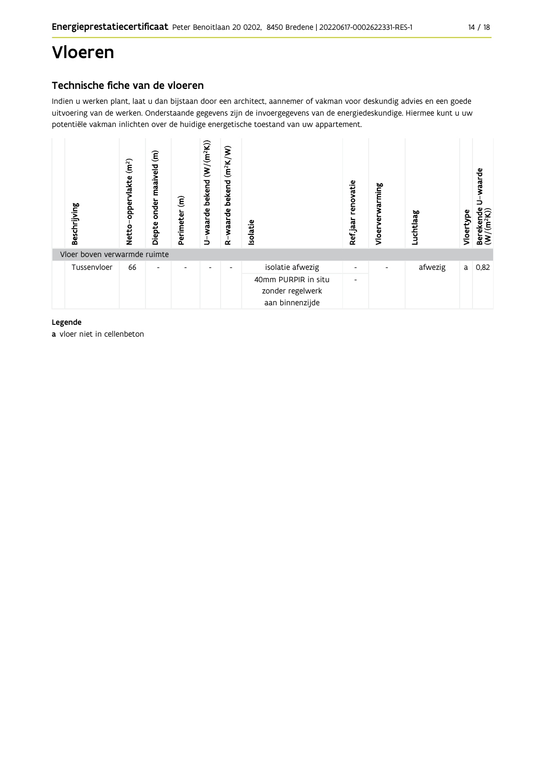# Vloeren

## Technische fiche van de vloeren

Indien u werken plant, laat u dan bijstaan door een architect, aannemer of vakman voor deskundig advies en een goede uitvoering van de werken. Onderstaande gegevens zijn de invoergegevens van de energiedeskundige. Hiermee kunt u uw potentiële vakman inlichten over de huidige energetische toestand van uw appartement.

| | Beschrijving | Netto-oppervlakte ($m^2$) | Diepte onder maaiveld (m) | Perimeter (m) | U-waarde bekend ($W/(m^2K)$) | R-waarde bekend ($m^2K/W$) | Isolatie | Ref.jaar renovatie | Vloerverwarming | Luchtlaag | Vloertype | Berekende U-waarde ($W/(m^2K)$) |
|---|---|---|---|---|---|---|---|---|---|---|---|---|
| Vloer boven verwarmde ruimte | | | | | | | | | | | | |
| | Tussenvloer | 66 | - | - | - | - | isolatie afwezig | - | - | afwezig | a | 0,82 |
| | | | | | | | 40mm PURPIR in situ zonder regelwerk aan binnenzijde | - | | | | |

**Legende**

**a** vloer niet in cellenbeton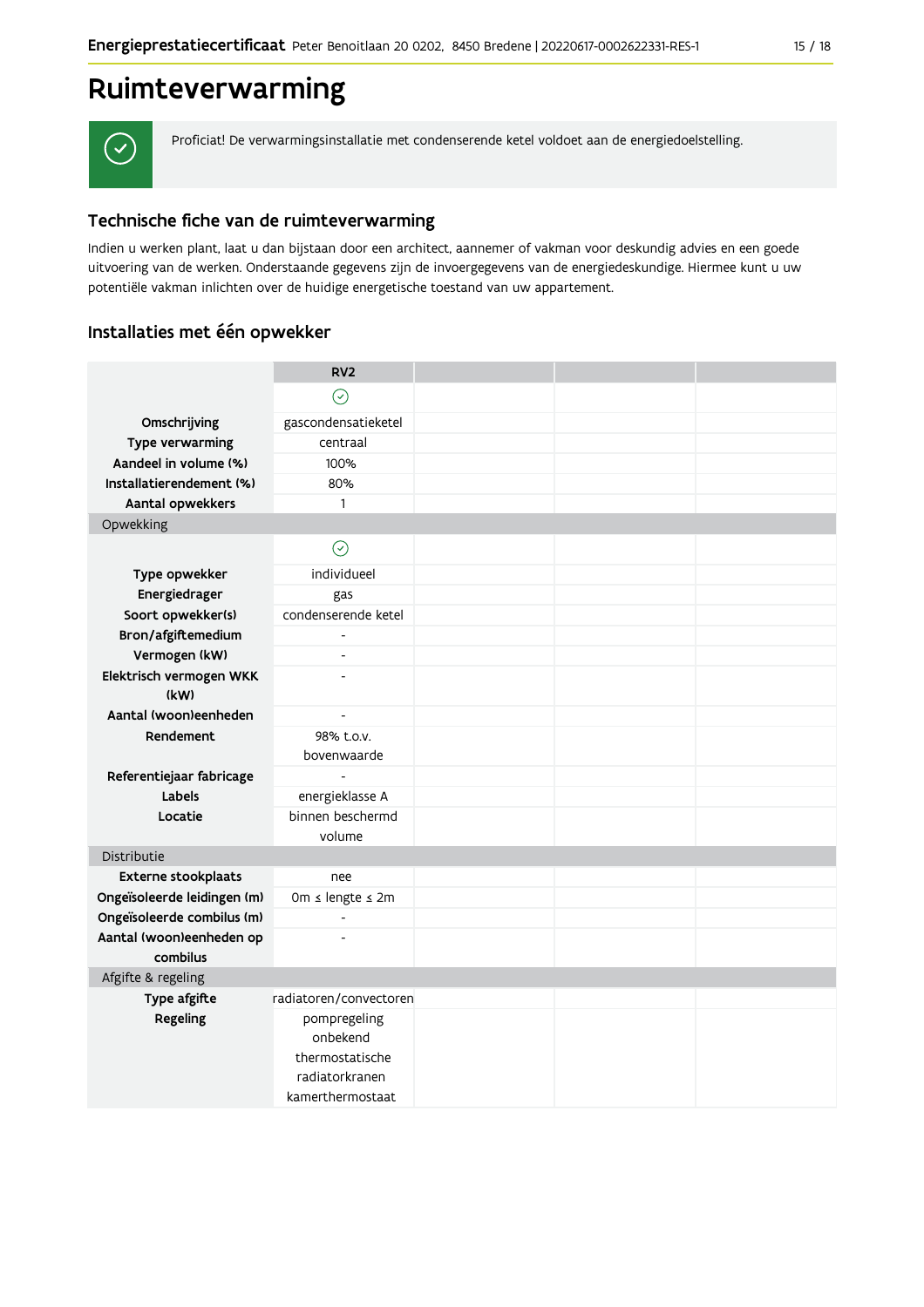# Ruimteverwarming

Proficiat! De verwarmingsinstallatie met condenserende ketel voldoet aan de energiedoelstelling.

## Technische fiche van de ruimteverwarming

Indien u werken plant, laat u dan bijstaan door een architect, aannemer of vakman voor deskundig advies en een goede uitvoering van de werken. Onderstaande gegevens zijn de invoergegevens van de energiedeskundige. Hiermee kunt u uw potentiële vakman inlichten over de huidige energetische toestand van uw appartement.

## Installaties met één opwekker

| | RV2 | | | |
|---|---|---|---|---|
| | ✓ | | | |
| **Omschrijving** | gascondensatieketel | | | |
| **Type verwarming** | centraal | | | |
| **Aandeel in volume (%)** | 100% | | | |
| **Installatierendement (%)** | 80% | | | |
| **Aantal opwekkers** | 1 | | | |
| Opwekking | | | | |
| | ✓ | | | |
| **Type opwekker** | individueel | | | |
| **Energiedrager** | gas | | | |
| **Soort opwekker(s)** | condenserende ketel | | | |
| **Bron/afgiftemedium** | - | | | |
| **Vermogen (kW)** | - | | | |
| **Elektrisch vermogen WKK (kW)** | - | | | |
| **Aantal (woon)eenheden** | - | | | |
| **Rendement** | 98% t.o.v. bovenwaarde | | | |
| **Referentiejaar fabricage** | - | | | |
| **Labels** | energieklasse A | | | |
| **Locatie** | binnen beschermd volume | | | |
| Distributie | | | | |
| **Externe stookplaats** | nee | | | |
| **Ongeïsoleerde leidingen (m)** | 0m ≤ lengte ≤ 2m | | | |
| **Ongeïsoleerde combilus (m)** | - | | | |
| **Aantal (woon)eenheden op combilus** | - | | | |
| Afgifte & regeling | | | | |
| **Type afgifte** | radiatoren/convectoren | | | |
| **Regeling** | pompregeling onbekend<br>thermostatische radiatorkranen<br>kamerthermostaat | | | |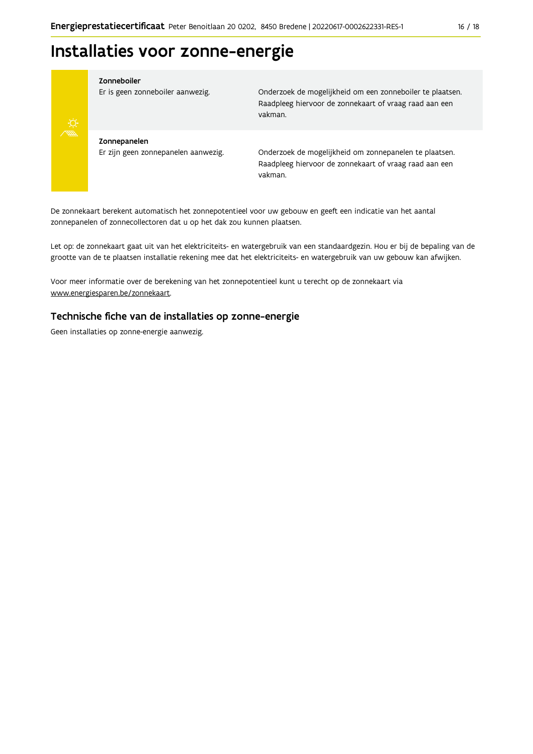# Installaties voor zonne-energie

| | |
|---|---|
| **Zonneboiler**<br>Er is geen zonneboiler aanwezig. | Onderzoek de mogelijkheid om een zonneboiler te plaatsen. Raadpleeg hiervoor de zonnekaart of vraag raad aan een vakman. |
| **Zonnepanelen**<br>Er zijn geen zonnepanelen aanwezig. | Onderzoek de mogelijkheid om zonnepanelen te plaatsen. Raadpleeg hiervoor de zonnekaart of vraag raad aan een vakman. |

De zonnekaart berekent automatisch het zonnepotentieel voor uw gebouw en geeft een indicatie van het aantal zonnepanelen of zonnecollectoren dat u op het dak zou kunnen plaatsen.

Let op: de zonnekaart gaat uit van het elektriciteits- en watergebruik van een standaardgezin. Hou er bij de bepaling van de grootte van de te plaatsen installatie rekening mee dat het elektriciteits- en watergebruik van uw gebouw kan afwijken.

Voor meer informatie over de berekening van het zonnepotentieel kunt u terecht op de zonnekaart via www.energiesparen.be/zonnekaart.

## Technische fiche van de installaties op zonne-energie

Geen installaties op zonne-energie aanwezig.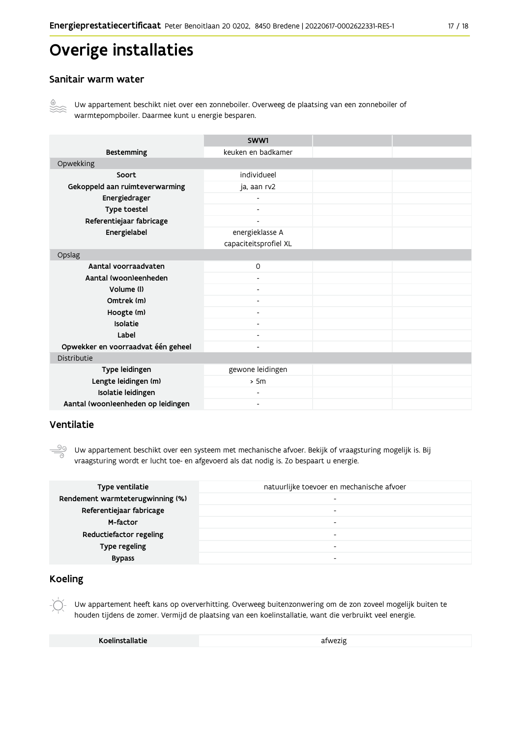# Overige installaties

## Sanitair warm water

Uw appartement beschikt niet over een zonneboiler. Overweeg de plaatsing van een zonneboiler of warmtepompboiler. Daarmee kunt u energie besparen.

| | SWW1 | | |
|---|---|---|---|
| **Bestemming** | keuken en badkamer | | |
| Opwekking | | | |
| **Soort** | individueel | | |
| **Gekoppeld aan ruimteverwarming** | ja, aan rv2 | | |
| **Energiedrager** | - | | |
| **Type toestel** | - | | |
| **Referentiejaar fabricage** | - | | |
| **Energielabel** | energieklasse A capaciteitsprofiel XL | | |
| Opslag | | | |
| **Aantal voorraadvaten** | 0 | | |
| **Aantal (woon)eenheden** | - | | |
| **Volume (l)** | - | | |
| **Omtrek (m)** | - | | |
| **Hoogte (m)** | - | | |
| **Isolatie** | - | | |
| **Label** | - | | |
| **Opwekker en voorraadvat één geheel** | - | | |
| Distributie | | | |
| **Type leidingen** | gewone leidingen | | |
| **Lengte leidingen (m)** | > 5m | | |
| **Isolatie leidingen** | - | | |
| **Aantal (woon)eenheden op leidingen** | - | | |

## Ventilatie

Uw appartement beschikt over een systeem met mechanische afvoer. Bekijk of vraagsturing mogelijk is. Bij vraagsturing wordt er lucht toe- en afgevoerd als dat nodig is. Zo bespaart u energie.

| | |
|---|---|
| **Type ventilatie** | natuurlijke toevoer en mechanische afvoer |
| **Rendement warmteterugwinning (%)** | - |
| **Referentiejaar fabricage** | - |
| **M-factor** | - |
| **Reductiefactor regeling** | - |
| **Type regeling** | - |
| **Bypass** | - |

## Koeling

Uw appartement heeft kans op oververhitting. Overweeg buitenzonwering om de zon zoveel mogelijk buiten te houden tijdens de zomer. Vermijd de plaatsing van een koelinstallatie, want die verbruikt veel energie.

| | |
|---|---|
| **Koelinstallatie** | afwezig |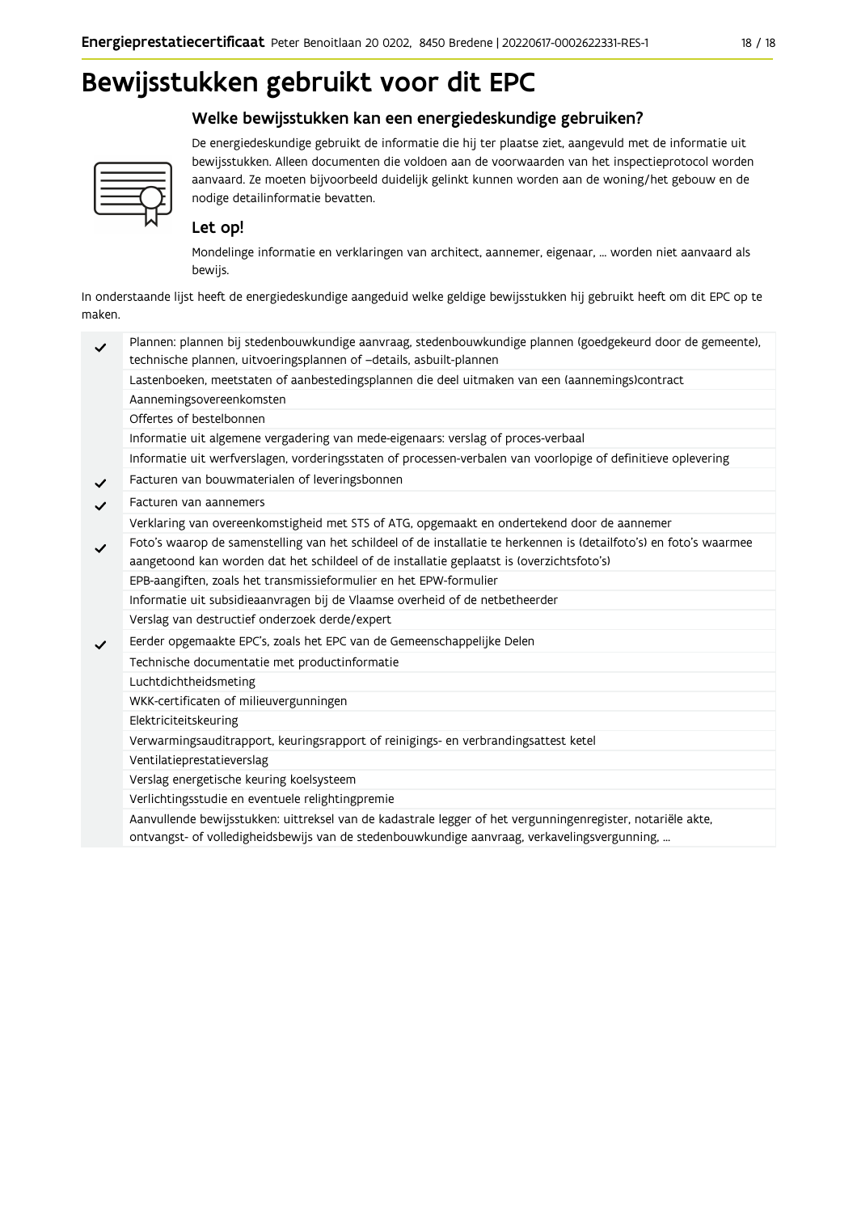# Bewijsstukken gebruikt voor dit EPC

## Welke bewijsstukken kan een energiedeskundige gebruiken?

De energiedeskundige gebruikt de informatie die hij ter plaatse ziet, aangevuld met de informatie uit bewijsstukken. Alleen documenten die voldoen aan de voorwaarden van het inspectieprotocol worden aanvaard. Ze moeten bijvoorbeeld duidelijk gelinkt kunnen worden aan de woning/het gebouw en de nodige detailinformatie bevatten.

### Let op!

Mondelinge informatie en verklaringen van architect, aannemer, eigenaar, ... worden niet aanvaard als bewijs.

In onderstaande lijst heeft de energiedeskundige aangeduid welke geldige bewijsstukken hij gebruikt heeft om dit EPC op te maken.

| | |
|---|---|
| ✓ | Plannen: plannen bij stedenbouwkundige aanvraag, stedenbouwkundige plannen (goedgekeurd door de gemeente), technische plannen, uitvoeringsplannen of –details, asbuilt-plannen |
| | Lastenboeken, meetstaten of aanbestedingsplannen die deel uitmaken van een (aannemings)contract |
| | Aannemingsovereenkomsten |
| | Offertes of bestelbonnen |
| | Informatie uit algemene vergadering van mede-eigenaars: verslag of proces-verbaal |
| | Informatie uit werfverslagen, vorderingsstaten of processen-verbalen van voorlopige of definitieve oplevering |
| ✓ | Facturen van bouwmaterialen of leveringsbonnen |
| ✓ | Facturen van aannemers |
| | Verklaring van overeenkomstigheid met STS of ATG, opgemaakt en ondertekend door de aannemer |
| ✓ | Foto's waarop de samenstelling van het schildeel of de installatie te herkennen is (detailfoto's) en foto's waarmee aangetoond kan worden dat het schildeel of de installatie geplaatst is (overzichtsfoto's) |
| | EPB-aangiften, zoals het transmissieformulier en het EPW-formulier |
| | Informatie uit subsidieaanvragen bij de Vlaamse overheid of de netbetheerder |
| | Verslag van destructief onderzoek derde/expert |
| ✓ | Eerder opgemaakte EPC's, zoals het EPC van de Gemeenschappelijke Delen |
| | Technische documentatie met productinformatie |
| | Luchtdichtheidsmeting |
| | WKK-certificaten of milieuvergunningen |
| | Elektriciteitskeuring |
| | Verwarmingsauditrapport, keuringsrapport of reinigings- en verbrandingsattest ketel |
| | Ventilatieprestatieverslag |
| | Verslag energetische keuring koelsysteem |
| | Verlichtingsstudie en eventuele relightingpremie |
| | Aanvullende bewijsstukken: uittreksel van de kadastrale legger of het vergunningenregister, notariële akte, ontvangst- of volledigheidsbewijs van de stedenbouwkundige aanvraag, verkavelingsvergunning, ... |